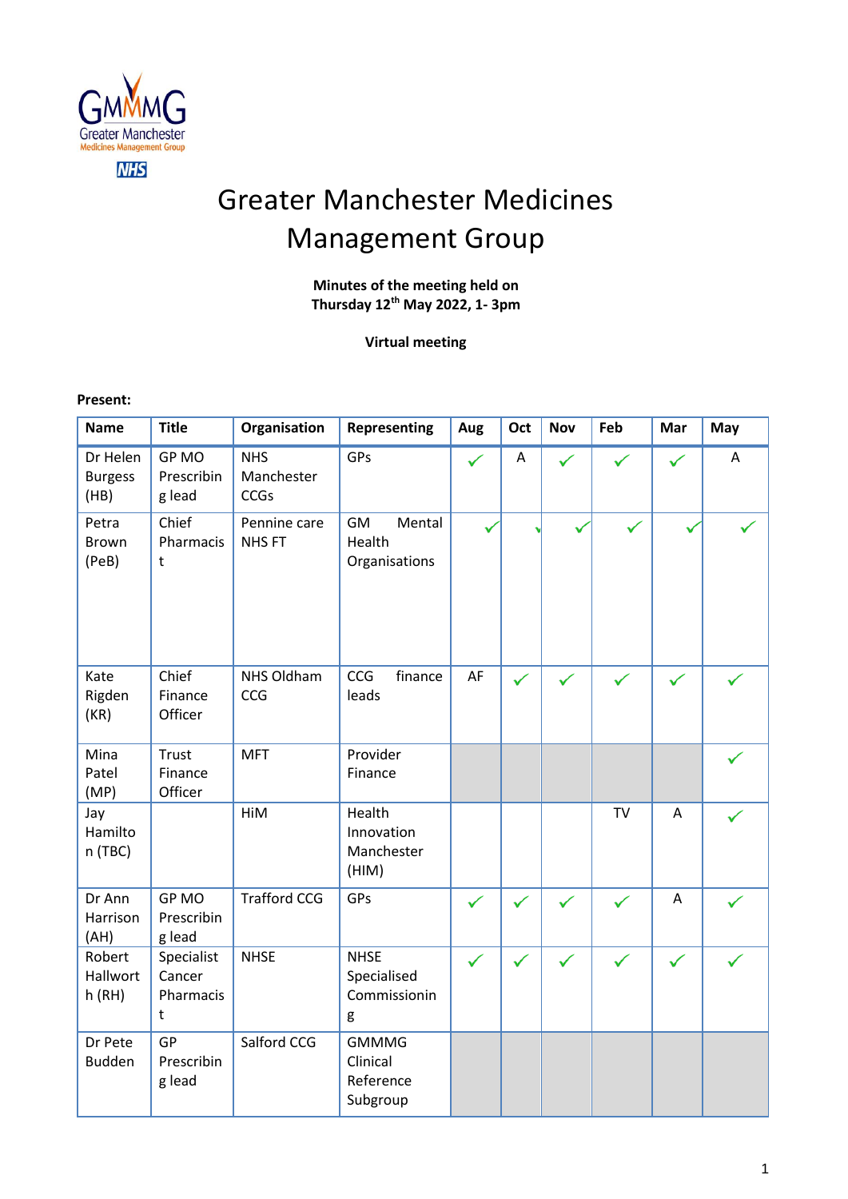# Greater Manchester Medicines Management Group

**Minutes of the meeting held on Thursday 12th May 2022, 1- 3pm**

**Virtual meeting**

**Present:**

| Name | Title | Organisation | Representing | Aug | Oct | Nov | Feb | Mar | May |
|---|---|---|---|---|---|---|---|---|---|
| Dr Helen Burgess (HB) | GP MO Prescribing lead | NHS Manchester CCGs | GPs | ✓ | A | ✓ | ✓ | ✓ | A |
| Petra Brown (PeB) | Chief Pharmacist | Pennine care NHS FT | GM Mental Health Organisations | ✓ | ✓ | ✓ | ✓ | ✓ | ✓ |
| Kate Rigden (KR) | Chief Finance Officer | NHS Oldham CCG | CCG finance leads | AF | ✓ | ✓ | ✓ | ✓ | ✓ |
| Mina Patel (MP) | Trust Finance Officer | MFT | Provider Finance | | | | | | ✓ |
| Jay Hamilton (TBC) | | HiM | Health Innovation Manchester (HIM) | | | | TV | A | ✓ |
| Dr Ann Harrison (AH) | GP MO Prescribing lead | Trafford CCG | GPs | ✓ | ✓ | ✓ | ✓ | A | ✓ |
| Robert Hallworth (RH) | Specialist Cancer Pharmacist | NHSE | NHSE Specialised Commissioning | ✓ | ✓ | ✓ | ✓ | ✓ | ✓ |
| Dr Pete Budden | GP Prescribing lead | Salford CCG | GMMMG Clinical Reference Subgroup | | | | | | |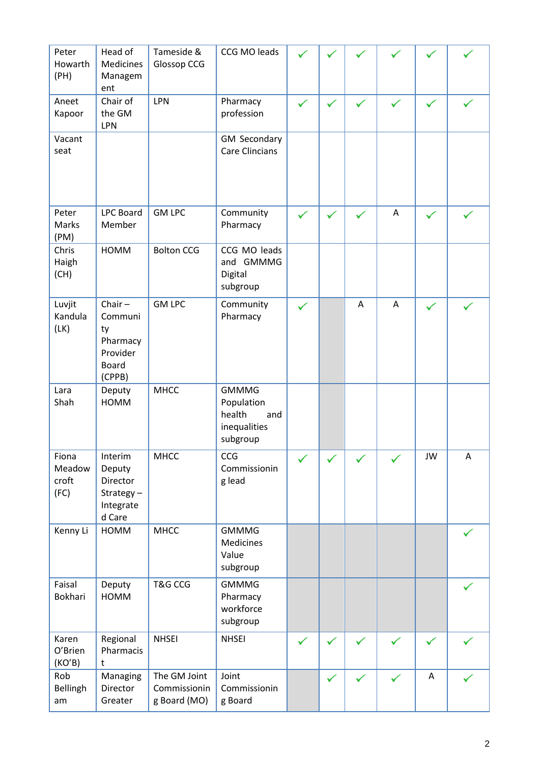| Peter Howarth (PH) | Head of Medicines Management | Tameside & Glossop CCG | CCG MO leads | ✓ | ✓ | ✓ | ✓ | ✓ | ✓ |
|---|---|---|---|---|---|---|---|---|---|
| Aneet Kapoor | Chair of the GM LPN | LPN | Pharmacy profession | ✓ | ✓ | ✓ | ✓ | ✓ | ✓ |
| Vacant seat | | | GM Secondary Care Clincians | | | | | | |
| Peter Marks (PM) | LPC Board Member | GM LPC | Community Pharmacy | ✓ | ✓ | ✓ | A | ✓ | ✓ |
| Chris Haigh (CH) | HOMM | Bolton CCG | CCG MO leads and GMMMG Digital subgroup | | | | | | |
| Luvjit Kandula (LK) | Chair – Community Pharmacy Provider Board (CPPB) | GM LPC | Community Pharmacy | ✓ | | A | A | ✓ | ✓ |
| Lara Shah | Deputy HOMM | MHCC | GMMMG Population health and inequalities subgroup | | | | | | |
| Fiona Meadowcroft (FC) | Interim Deputy Director Strategy – Integrated Care | MHCC | CCG Commissioning lead | ✓ | ✓ | ✓ | ✓ | JW | A |
| Kenny Li | HOMM | MHCC | GMMMG Medicines Value subgroup | | | | | | ✓ |
| Faisal Bokhari | Deputy HOMM | T&G CCG | GMMMG Pharmacy workforce subgroup | | | | | | ✓ |
| Karen O'Brien (KO'B) | Regional Pharmacist | NHSEI | NHSEI | ✓ | ✓ | ✓ | ✓ | ✓ | ✓ |
| Rob Bellingham | Managing Director Greater | The GM Joint Commissioning Board (MO) | Joint Commissioning Board | | ✓ | ✓ | ✓ | A | ✓ |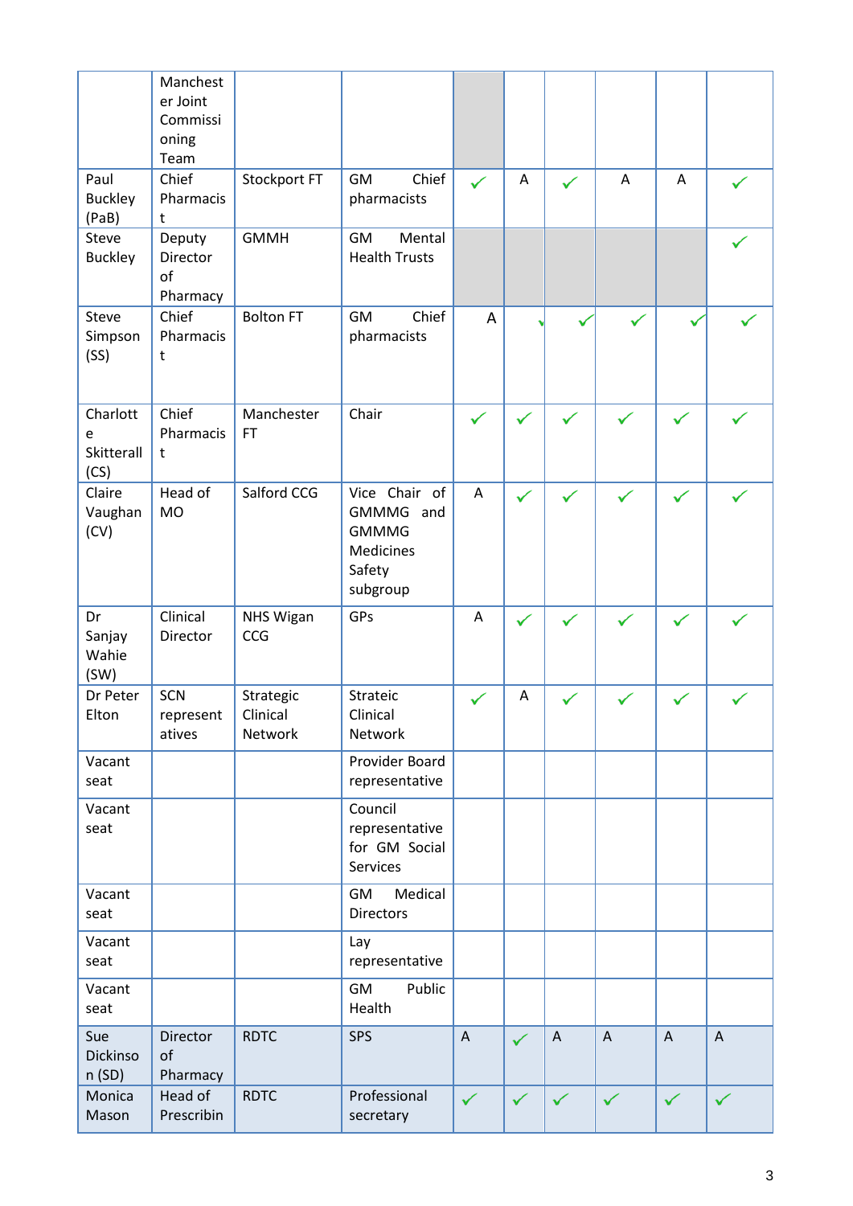| | | | | | | | | | |
|---|---|---|---|---|---|---|---|---|---|
| | Manchester Joint Commissioning Team | | | | | | | | |
| Paul Buckley (PaB) | Chief Pharmacist | Stockport FT | GM Chief pharmacists | ✓ | A | ✓ | A | A | ✓ |
| Steve Buckley | Deputy Director of Pharmacy | GMMH | GM Mental Health Trusts | | | | | | ✓ |
| Steve Simpson (SS) | Chief Pharmacist | Bolton FT | GM Chief pharmacists | A | ✓ | ✓ | ✓ | ✓ | ✓ |
| Charlotte Skitterall (CS) | Chief Pharmacist | Manchester FT | Chair | ✓ | ✓ | ✓ | ✓ | ✓ | ✓ |
| Claire Vaughan (CV) | Head of MO | Salford CCG | Vice Chair of GMMMG and GMMMG Medicines Safety subgroup | A | ✓ | ✓ | ✓ | ✓ | ✓ |
| Dr Sanjay Wahie (SW) | Clinical Director | NHS Wigan CCG | GPs | A | ✓ | ✓ | ✓ | ✓ | ✓ |
| Dr Peter Elton | SCN representatives | Strategic Clinical Network | Strateic Clinical Network | ✓ | A | ✓ | ✓ | ✓ | ✓ |
| Vacant seat | | | Provider Board representative | | | | | | |
| Vacant seat | | | Council representative for GM Social Services | | | | | | |
| Vacant seat | | | GM Medical Directors | | | | | | |
| Vacant seat | | | Lay representative | | | | | | |
| Vacant seat | | | GM Public Health | | | | | | |
| Sue Dickinson (SD) | Director of Pharmacy | RDTC | SPS | A | ✓ | A | A | A | A |
| Monica Mason | Head of Prescribin | RDTC | Professional secretary | ✓ | ✓ | ✓ | ✓ | ✓ | ✓ |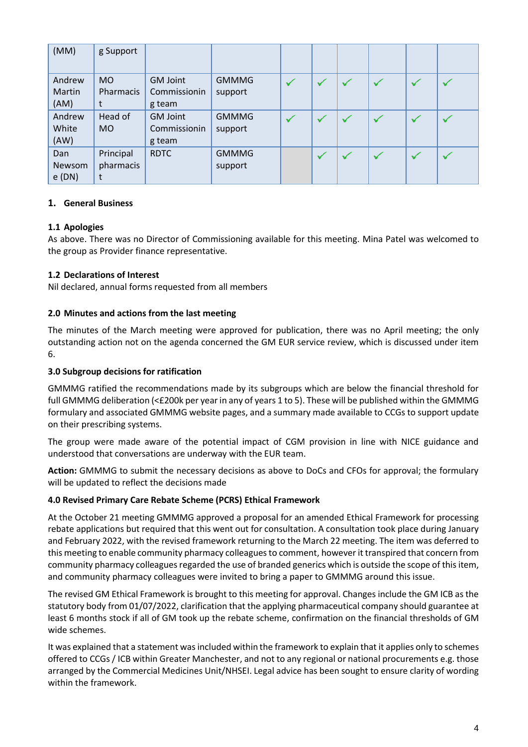| (MM) | g Support | | | | | | | | |
|---|---|---|---|---|---|---|---|---|---|
| Andrew Martin (AM) | MO Pharmacist | GM Joint Commissioning team | GMMMG support | ✓ | ✓ | ✓ | ✓ | ✓ | ✓ |
| Andrew White (AW) | Head of MO | GM Joint Commissioning team | GMMMG support | ✓ | ✓ | ✓ | ✓ | ✓ | ✓ |
| Dan Newsome (DN) | Principal pharmacist | RDTC | GMMMG support | | ✓ | ✓ | ✓ | ✓ | ✓ |

## 1. General Business

### 1.1 Apologies

As above. There was no Director of Commissioning available for this meeting. Mina Patel was welcomed to the group as Provider finance representative.

### 1.2 Declarations of Interest

Nil declared, annual forms requested from all members

### 2.0 Minutes and actions from the last meeting

The minutes of the March meeting were approved for publication, there was no April meeting; the only outstanding action not on the agenda concerned the GM EUR service review, which is discussed under item 6.

### 3.0 Subgroup decisions for ratification

GMMMG ratified the recommendations made by its subgroups which are below the financial threshold for full GMMMG deliberation (<£200k per year in any of years 1 to 5). These will be published within the GMMMG formulary and associated GMMMG website pages, and a summary made available to CCGs to support update on their prescribing systems.

The group were made aware of the potential impact of CGM provision in line with NICE guidance and understood that conversations are underway with the EUR team.

**Action:** GMMMG to submit the necessary decisions as above to DoCs and CFOs for approval; the formulary will be updated to reflect the decisions made

### 4.0 Revised Primary Care Rebate Scheme (PCRS) Ethical Framework

At the October 21 meeting GMMMG approved a proposal for an amended Ethical Framework for processing rebate applications but required that this went out for consultation. A consultation took place during January and February 2022, with the revised framework returning to the March 22 meeting. The item was deferred to this meeting to enable community pharmacy colleagues to comment, however it transpired that concern from community pharmacy colleagues regarded the use of branded generics which is outside the scope of this item, and community pharmacy colleagues were invited to bring a paper to GMMMG around this issue.

The revised GM Ethical Framework is brought to this meeting for approval. Changes include the GM ICB as the statutory body from 01/07/2022, clarification that the applying pharmaceutical company should guarantee at least 6 months stock if all of GM took up the rebate scheme, confirmation on the financial thresholds of GM wide schemes.

It was explained that a statement was included within the framework to explain that it applies only to schemes offered to CCGs / ICB within Greater Manchester, and not to any regional or national procurements e.g. those arranged by the Commercial Medicines Unit/NHSEI. Legal advice has been sought to ensure clarity of wording within the framework.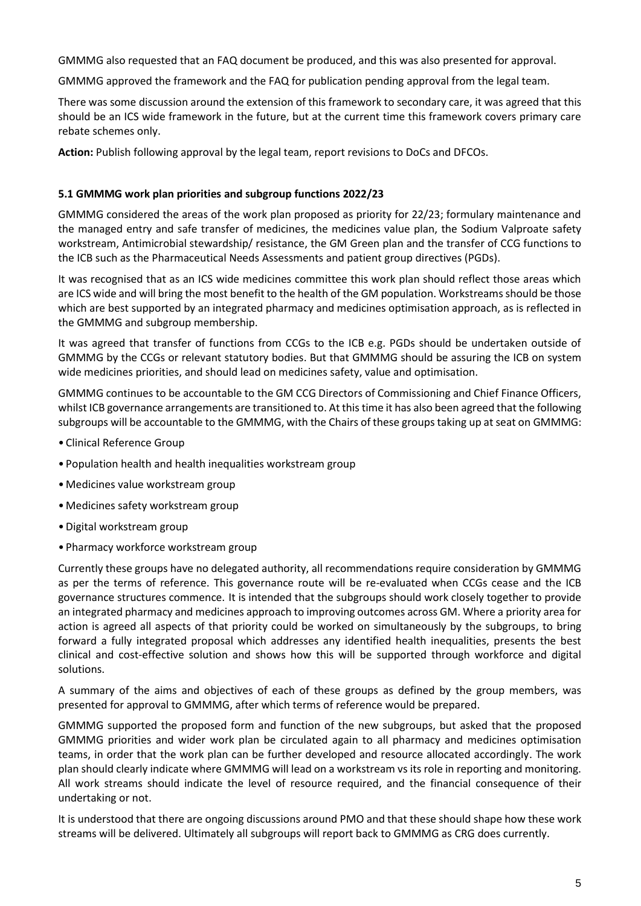GMMMG also requested that an FAQ document be produced, and this was also presented for approval.

GMMMG approved the framework and the FAQ for publication pending approval from the legal team.

There was some discussion around the extension of this framework to secondary care, it was agreed that this should be an ICS wide framework in the future, but at the current time this framework covers primary care rebate schemes only.

**Action:** Publish following approval by the legal team, report revisions to DoCs and DFCOs.

### 5.1 GMMMG work plan priorities and subgroup functions 2022/23

GMMMG considered the areas of the work plan proposed as priority for 22/23; formulary maintenance and the managed entry and safe transfer of medicines, the medicines value plan, the Sodium Valproate safety workstream, Antimicrobial stewardship/ resistance, the GM Green plan and the transfer of CCG functions to the ICB such as the Pharmaceutical Needs Assessments and patient group directives (PGDs).

It was recognised that as an ICS wide medicines committee this work plan should reflect those areas which are ICS wide and will bring the most benefit to the health of the GM population. Workstreams should be those which are best supported by an integrated pharmacy and medicines optimisation approach, as is reflected in the GMMMG and subgroup membership.

It was agreed that transfer of functions from CCGs to the ICB e.g. PGDs should be undertaken outside of GMMMG by the CCGs or relevant statutory bodies. But that GMMMG should be assuring the ICB on system wide medicines priorities, and should lead on medicines safety, value and optimisation.

GMMMG continues to be accountable to the GM CCG Directors of Commissioning and Chief Finance Officers, whilst ICB governance arrangements are transitioned to. At this time it has also been agreed that the following subgroups will be accountable to the GMMMG, with the Chairs of these groups taking up at seat on GMMMG:

- Clinical Reference Group
- Population health and health inequalities workstream group
- Medicines value workstream group
- Medicines safety workstream group
- Digital workstream group
- Pharmacy workforce workstream group

Currently these groups have no delegated authority, all recommendations require consideration by GMMMG as per the terms of reference. This governance route will be re-evaluated when CCGs cease and the ICB governance structures commence. It is intended that the subgroups should work closely together to provide an integrated pharmacy and medicines approach to improving outcomes across GM. Where a priority area for action is agreed all aspects of that priority could be worked on simultaneously by the subgroups, to bring forward a fully integrated proposal which addresses any identified health inequalities, presents the best clinical and cost-effective solution and shows how this will be supported through workforce and digital solutions.

A summary of the aims and objectives of each of these groups as defined by the group members, was presented for approval to GMMMG, after which terms of reference would be prepared.

GMMMG supported the proposed form and function of the new subgroups, but asked that the proposed GMMMG priorities and wider work plan be circulated again to all pharmacy and medicines optimisation teams, in order that the work plan can be further developed and resource allocated accordingly. The work plan should clearly indicate where GMMMG will lead on a workstream vs its role in reporting and monitoring. All work streams should indicate the level of resource required, and the financial consequence of their undertaking or not.

It is understood that there are ongoing discussions around PMO and that these should shape how these work streams will be delivered. Ultimately all subgroups will report back to GMMMG as CRG does currently.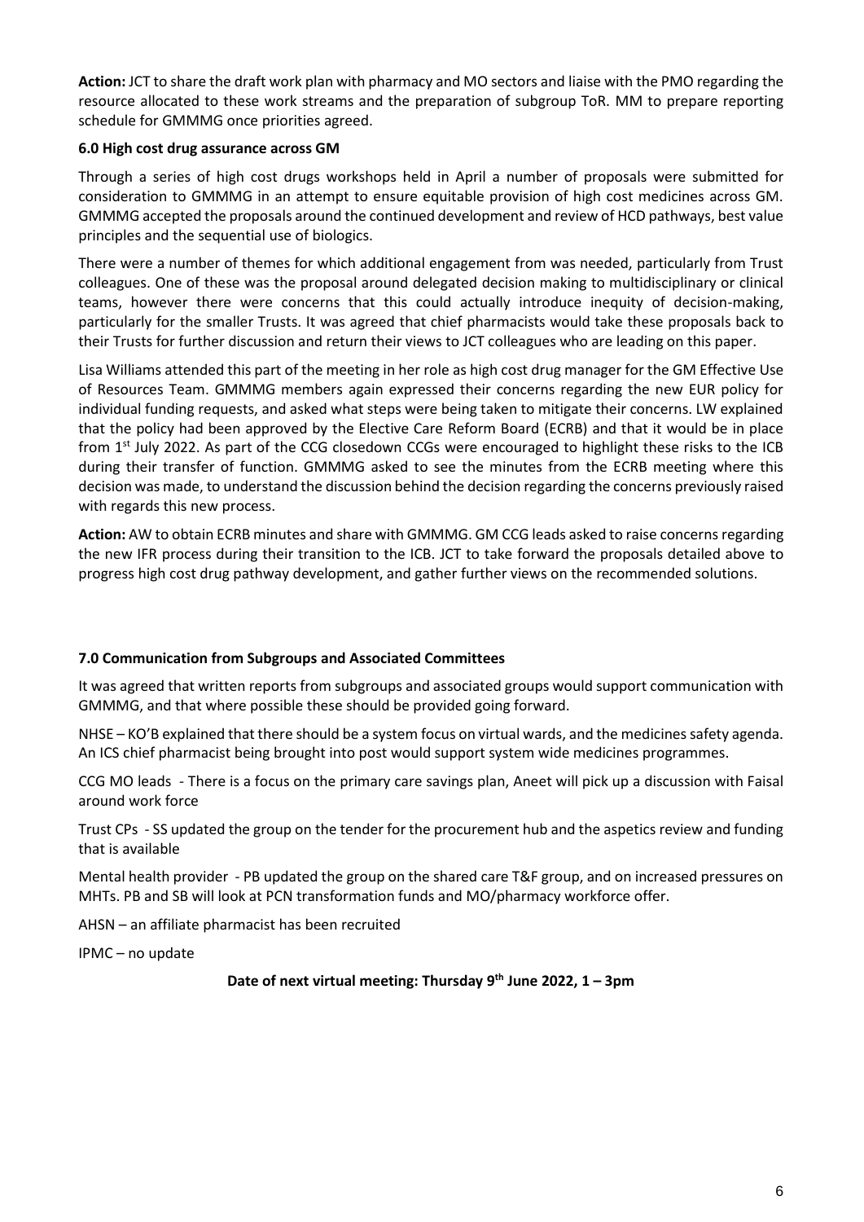**Action:** JCT to share the draft work plan with pharmacy and MO sectors and liaise with the PMO regarding the resource allocated to these work streams and the preparation of subgroup ToR. MM to prepare reporting schedule for GMMMG once priorities agreed.

### 6.0 High cost drug assurance across GM

Through a series of high cost drugs workshops held in April a number of proposals were submitted for consideration to GMMMG in an attempt to ensure equitable provision of high cost medicines across GM. GMMMG accepted the proposals around the continued development and review of HCD pathways, best value principles and the sequential use of biologics.

There were a number of themes for which additional engagement from was needed, particularly from Trust colleagues. One of these was the proposal around delegated decision making to multidisciplinary or clinical teams, however there were concerns that this could actually introduce inequity of decision-making, particularly for the smaller Trusts. It was agreed that chief pharmacists would take these proposals back to their Trusts for further discussion and return their views to JCT colleagues who are leading on this paper.

Lisa Williams attended this part of the meeting in her role as high cost drug manager for the GM Effective Use of Resources Team. GMMMG members again expressed their concerns regarding the new EUR policy for individual funding requests, and asked what steps were being taken to mitigate their concerns. LW explained that the policy had been approved by the Elective Care Reform Board (ECRB) and that it would be in place from 1st July 2022. As part of the CCG closedown CCGs were encouraged to highlight these risks to the ICB during their transfer of function. GMMMG asked to see the minutes from the ECRB meeting where this decision was made, to understand the discussion behind the decision regarding the concerns previously raised with regards this new process.

**Action:** AW to obtain ECRB minutes and share with GMMMG. GM CCG leads asked to raise concerns regarding the new IFR process during their transition to the ICB. JCT to take forward the proposals detailed above to progress high cost drug pathway development, and gather further views on the recommended solutions.

### 7.0 Communication from Subgroups and Associated Committees

It was agreed that written reports from subgroups and associated groups would support communication with GMMMG, and that where possible these should be provided going forward.

NHSE – KO'B explained that there should be a system focus on virtual wards, and the medicines safety agenda. An ICS chief pharmacist being brought into post would support system wide medicines programmes.

CCG MO leads - There is a focus on the primary care savings plan, Aneet will pick up a discussion with Faisal around work force

Trust CPs - SS updated the group on the tender for the procurement hub and the aspetics review and funding that is available

Mental health provider - PB updated the group on the shared care T&F group, and on increased pressures on MHTs. PB and SB will look at PCN transformation funds and MO/pharmacy workforce offer.

AHSN – an affiliate pharmacist has been recruited

IPMC – no update

**Date of next virtual meeting: Thursday 9th June 2022, 1 – 3pm**